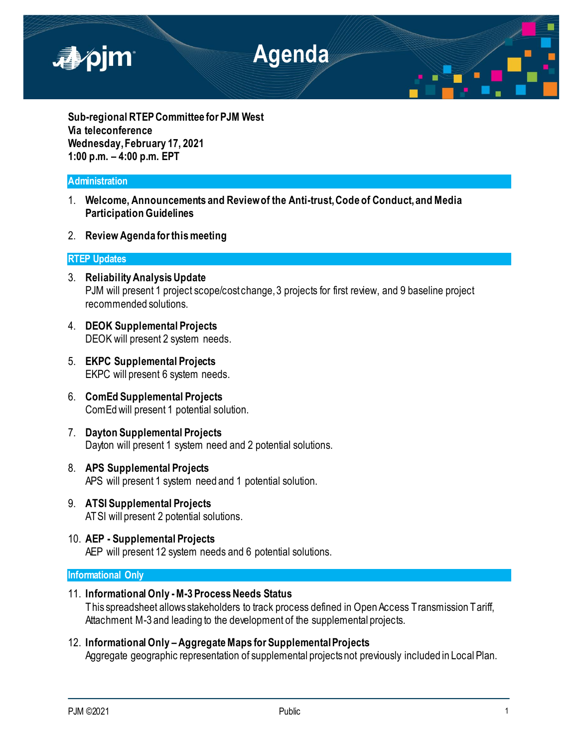# Agenda

**Sub-regional RTEP Committee for PJM West**
**Via teleconference**
**Wednesday, February 17, 2021**
**1:00 p.m. – 4:00 p.m. EPT**

## Administration

1. **Welcome, Announcements and Review of the Anti-trust, Code of Conduct, and Media Participation Guidelines**

2. **Review Agenda for this meeting**

## RTEP Updates

3. **Reliability Analysis Update**
   PJM will present 1 project scope/cost change, 3 projects for first review, and 9 baseline project recommended solutions.

4. **DEOK Supplemental Projects**
   DEOK will present 2 system needs.

5. **EKPC Supplemental Projects**
   EKPC will present 6 system needs.

6. **ComEd Supplemental Projects**
   ComEd will present 1 potential solution.

7. **Dayton Supplemental Projects**
   Dayton will present 1 system need and 2 potential solutions.

8. **APS Supplemental Projects**
   APS will present 1 system need and 1 potential solution.

9. **ATSI Supplemental Projects**
   ATSI will present 2 potential solutions.

10. **AEP - Supplemental Projects**
    AEP will present 12 system needs and 6 potential solutions.

## Informational Only

11. **Informational Only - M-3 Process Needs Status**
    This spreadsheet allows stakeholders to track process defined in Open Access Transmission Tariff, Attachment M-3 and leading to the development of the supplemental projects.

12. **Informational Only – Aggregate Maps for Supplemental Projects**
    Aggregate geographic representation of supplemental projects not previously included in Local Plan.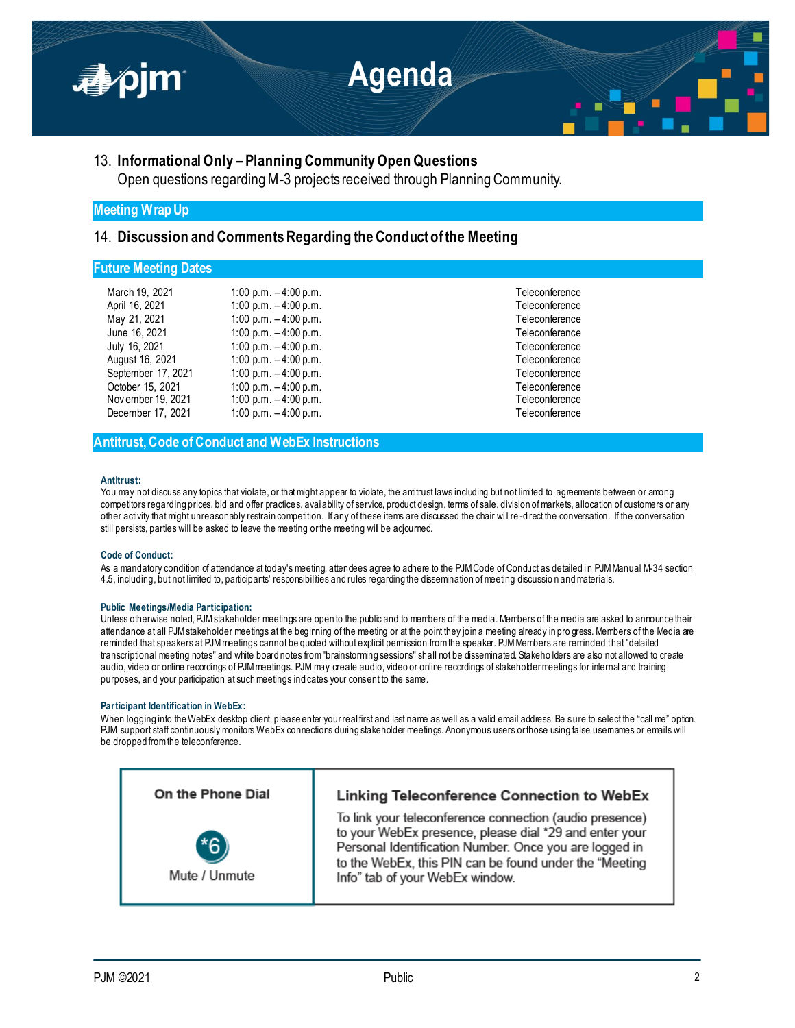13. **Informational Only – Planning Community Open Questions**
    Open questions regarding M-3 projects received through Planning Community.

## Meeting Wrap Up

14. **Discussion and Comments Regarding the Conduct of the Meeting**

## Future Meeting Dates

| | | |
|---|---|---|
| March 19, 2021 | 1:00 p.m. – 4:00 p.m. | Teleconference |
| April 16, 2021 | 1:00 p.m. – 4:00 p.m. | Teleconference |
| May 21, 2021 | 1:00 p.m. – 4:00 p.m. | Teleconference |
| June 16, 2021 | 1:00 p.m. – 4:00 p.m. | Teleconference |
| July 16, 2021 | 1:00 p.m. – 4:00 p.m. | Teleconference |
| August 16, 2021 | 1:00 p.m. – 4:00 p.m. | Teleconference |
| September 17, 2021 | 1:00 p.m. – 4:00 p.m. | Teleconference |
| October 15, 2021 | 1:00 p.m. – 4:00 p.m. | Teleconference |
| November 19, 2021 | 1:00 p.m. – 4:00 p.m. | Teleconference |
| December 17, 2021 | 1:00 p.m. – 4:00 p.m. | Teleconference |

## Antitrust, Code of Conduct and WebEx Instructions

**Antitrust:**
You may not discuss any topics that violate, or that might appear to violate, the antitrust laws including but not limited to agreements between or among competitors regarding prices, bid and offer practices, availability of service, product design, terms of sale, division of markets, allocation of customers or any other activity that might unreasonably restrain competition. If any of these items are discussed the chair will re-direct the conversation. If the conversation still persists, parties will be asked to leave the meeting or the meeting will be adjourned.

**Code of Conduct:**
As a mandatory condition of attendance at today's meeting, attendees agree to adhere to the PJM Code of Conduct as detailed in PJM Manual M-34 section 4.5, including, but not limited to, participants' responsibilities and rules regarding the dissemination of meeting discussion and materials.

**Public Meetings/Media Participation:**
Unless otherwise noted, PJM stakeholder meetings are open to the public and to members of the media. Members of the media are asked to announce their attendance at all PJM stakeholder meetings at the beginning of the meeting or at the point they join a meeting already in progress. Members of the Media are reminded that speakers at PJM meetings cannot be quoted without explicit permission from the speaker. PJM Members are reminded that "detailed transcriptional meeting notes" and white board notes from "brainstorming sessions" shall not be disseminated. Stakeholders are also not allowed to create audio, video or online recordings of PJM meetings. PJM may create audio, video or online recordings of stakeholder meetings for internal and training purposes, and your participation at such meetings indicates your consent to the same.

**Participant Identification in WebEx:**
When logging into the WebEx desktop client, please enter your real first and last name as well as a valid email address. Be sure to select the "call me" option. PJM support staff continuously monitors WebEx connections during stakeholder meetings. Anonymous users or those using false usernames or emails will be dropped from the teleconference.

| On the Phone Dial | Linking Teleconference Connection to WebEx |
|---|---|
| *6 Mute / Unmute | To link your teleconference connection (audio presence) to your WebEx presence, please dial *29 and enter your Personal Identification Number. Once you are logged in to the WebEx, this PIN can be found under the "Meeting Info" tab of your WebEx window. |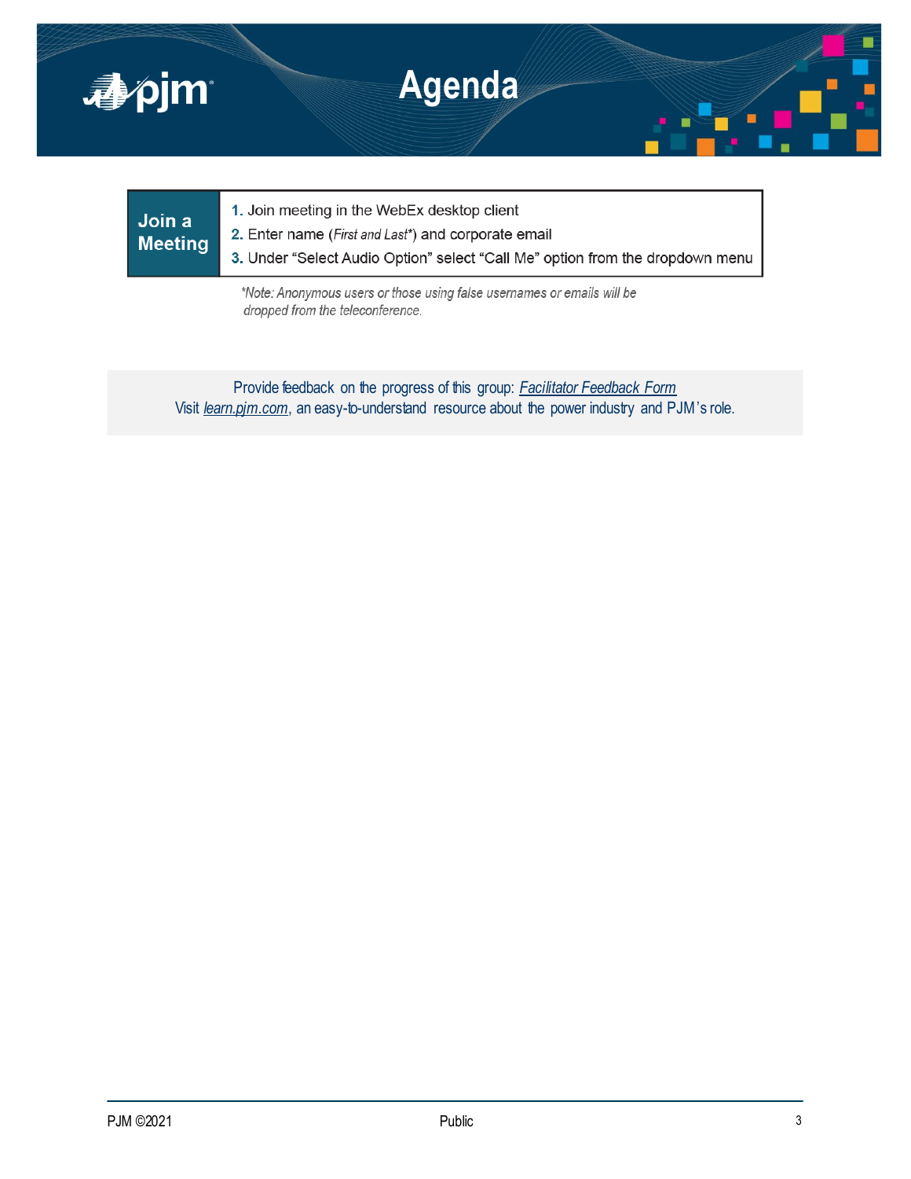# Agenda

| | |
|---|---|
| **Join a Meeting** | **1.** Join meeting in the WebEx desktop client<br>**2.** Enter name (*First and Last\**) and corporate email<br>**3.** Under "Select Audio Option" select "Call Me" option from the dropdown menu |

*\*Note: Anonymous users or those using false usernames or emails will be dropped from the teleconference.*

Provide feedback on the progress of this group: *Facilitator Feedback Form*
Visit *learn.pjm.com*, an easy-to-understand resource about the power industry and PJM's role.